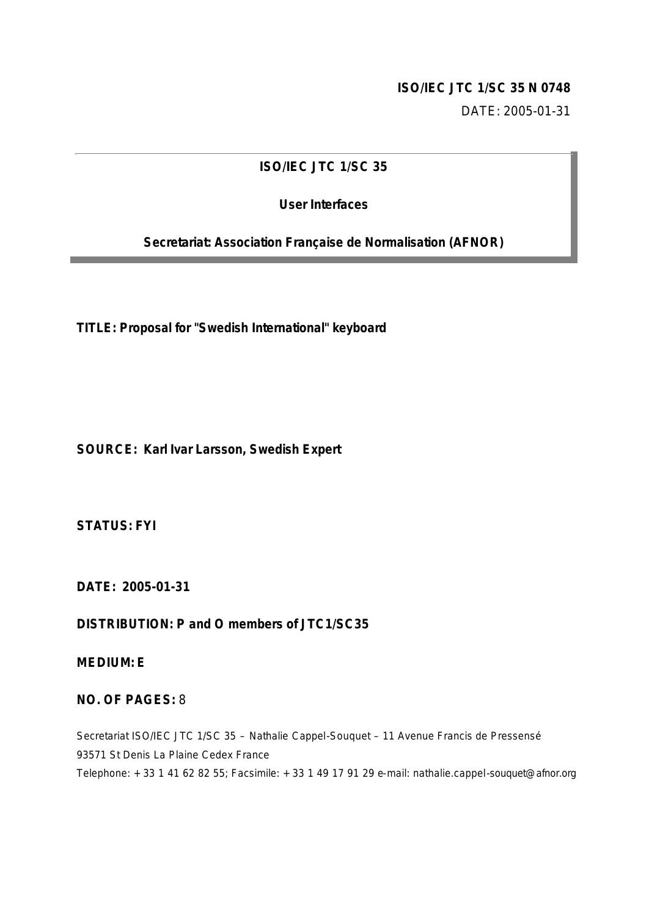**ISO/IEC JTC 1/SC 35 N 0748**

DATE: 2005-01-31

**ISO/IEC JTC 1/SC 35**

**User Interfaces**

**Secretariat: Association Française de Normalisation (AFNOR)**

**TITLE: Proposal for "Swedish International" keyboard**

**SOURCE: Karl Ivar Larsson, Swedish Expert**

**STATUS: FYI**

**DATE: 2005-01-31**

**DISTRIBUTION: P and O members of JTC1/SC35**

**MEDIUM: E**

**NO. OF PAGES:** 8

Secretariat ISO/IEC JTC 1/SC 35 – Nathalie Cappel-Souquet – 11 Avenue Francis de Pressensé
93571 St Denis La Plaine Cedex France
Telephone: + 33 1 41 62 82 55; Facsimile: + 33 1 49 17 91 29 e-mail: nathalie.cappel-souquet@afnor.org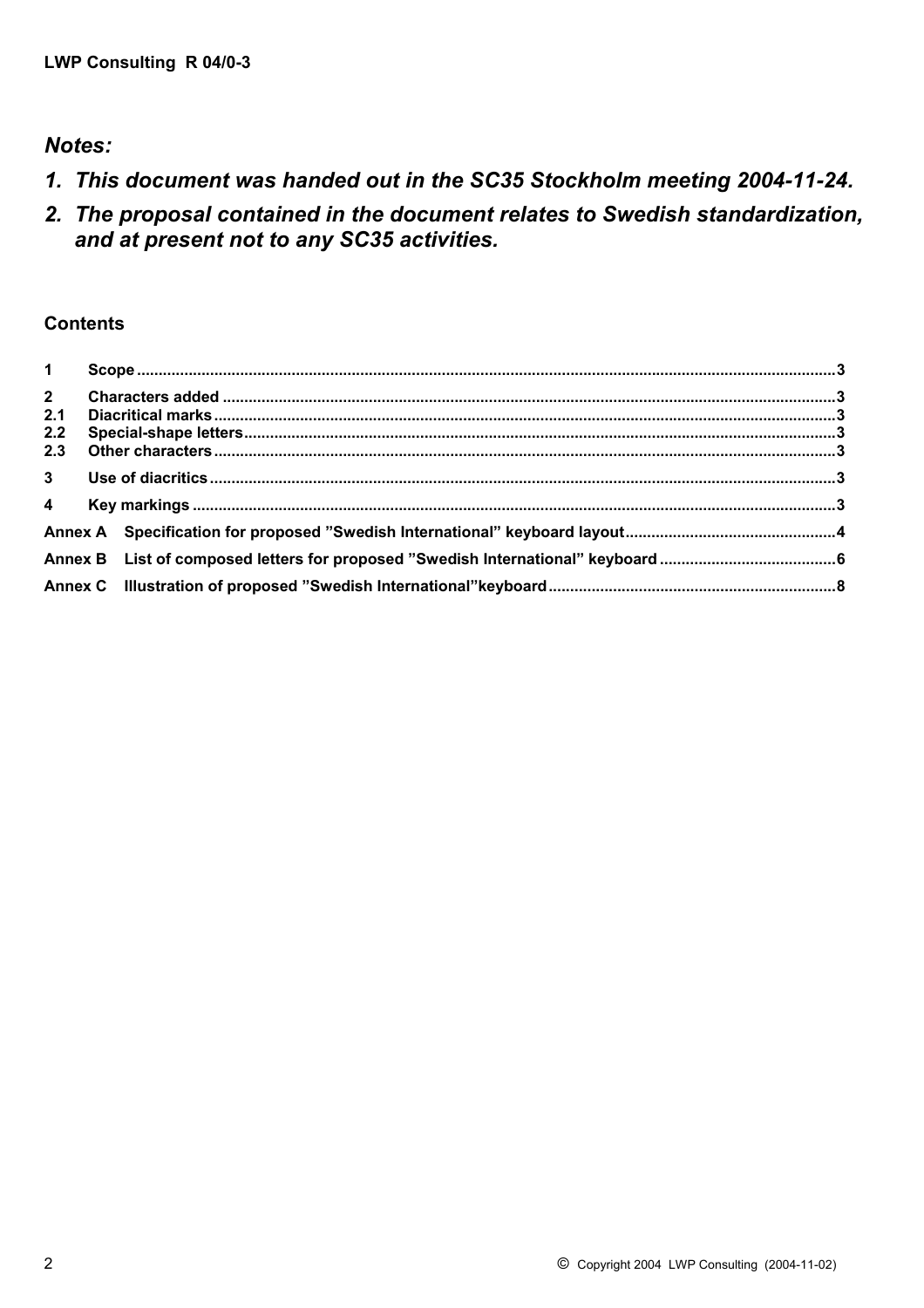***Notes:***

1. ***This document was handed out in the SC35 Stockholm meeting 2004-11-24.***
2. ***The proposal contained in the document relates to Swedish standardization, and at present not to any SC35 activities.***

## Contents

| | | |
|---|---|---|
| **1** | **Scope** | **3** |
| **2** | **Characters added** | **3** |
| **2.1** | **Diacritical marks** | **3** |
| **2.2** | **Special-shape letters** | **3** |
| **2.3** | **Other characters** | **3** |
| **3** | **Use of diacritics** | **3** |
| **4** | **Key markings** | **3** |
| **Annex A** | **Specification for proposed ”Swedish International” keyboard layout** | **4** |
| **Annex B** | **List of composed letters for proposed ”Swedish International” keyboard** | **6** |
| **Annex C** | **Illustration of proposed ”Swedish International”keyboard** | **8** |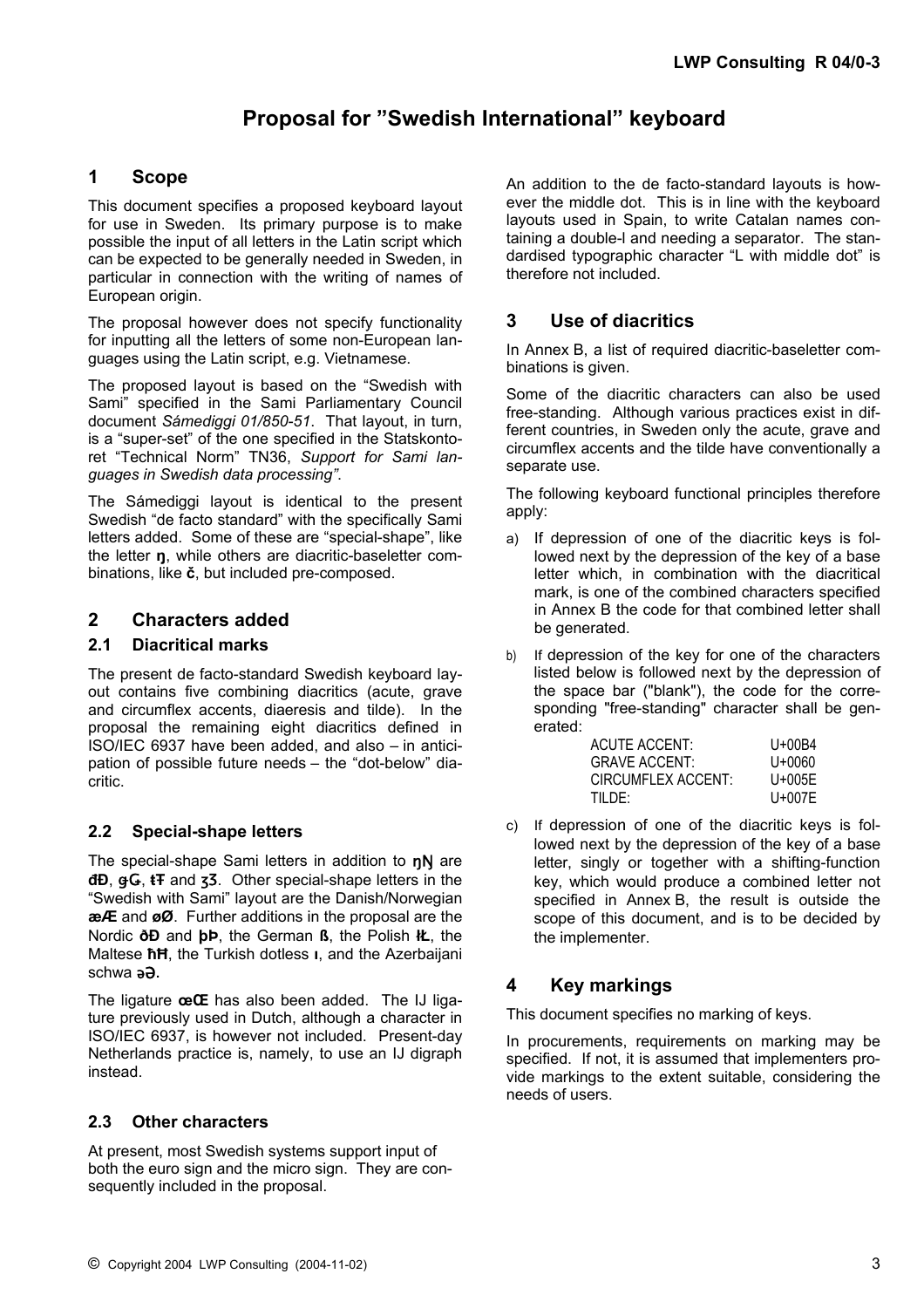# Proposal for "Swedish International" keyboard

## 1 Scope

This document specifies a proposed keyboard layout for use in Sweden. Its primary purpose is to make possible the input of all letters in the Latin script which can be expected to be generally needed in Sweden, in particular in connection with the writing of names of European origin.

The proposal however does not specify functionality for inputting all the letters of some non-European languages using the Latin script, e.g. Vietnamese.

The proposed layout is based on the "Swedish with Sami" specified in the Sami Parliamentary Council document *Sámediggi 01/850-51*. That layout, in turn, is a "super-set" of the one specified in the Statskontoret "Technical Norm" TN36, *Support for Sami languages in Swedish data processing"*.

The Sámediggi layout is identical to the present Swedish "de facto standard" with the specifically Sami letters added. Some of these are "special-shape", like the letter **ŋ**, while others are diacritic-baseletter combinations, like **č**, but included pre-composed.

## 2 Characters added

### 2.1 Diacritical marks

The present de facto-standard Swedish keyboard layout contains five combining diacritics (acute, grave and circumflex accents, diaeresis and tilde). In the proposal the remaining eight diacritics defined in ISO/IEC 6937 have been added, and also – in anticipation of possible future needs – the "dot-below" diacritic.

### 2.2 Special-shape letters

The special-shape Sami letters in addition to **ŋŊ** are **đĐ**, **ǥǤ**, **ŧŦ** and **ʒƷ**. Other special-shape letters in the "Swedish with Sami" layout are the Danish/Norwegian **æÆ** and **øØ**. Further additions in the proposal are the Nordic **ðĐ** and **þÞ**, the German **ß**, the Polish **łŁ**, the Maltese **ħĦ**, the Turkish dotless **ı**, and the Azerbaijani schwa **əƏ**.

The ligature **œŒ** has also been added. The IJ ligature previously used in Dutch, although a character in ISO/IEC 6937, is however not included. Present-day Netherlands practice is, namely, to use an IJ digraph instead.

### 2.3 Other characters

At present, most Swedish systems support input of both the euro sign and the micro sign. They are consequently included in the proposal.

An addition to the de facto-standard layouts is however the middle dot. This is in line with the keyboard layouts used in Spain, to write Catalan names containing a double-l and needing a separator. The standardised typographic character "L with middle dot" is therefore not included.

## 3 Use of diacritics

In Annex B, a list of required diacritic-baseletter combinations is given.

Some of the diacritic characters can also be used free-standing. Although various practices exist in different countries, in Sweden only the acute, grave and circumflex accents and the tilde have conventionally a separate use.

The following keyboard functional principles therefore apply:

a) If depression of one of the diacritic keys is followed next by the depression of the key of a base letter which, in combination with the diacritical mark, is one of the combined characters specified in Annex B the code for that combined letter shall be generated.

b) If depression of the key for one of the characters listed below is followed next by the depression of the space bar ("blank"), the code for the corresponding "free-standing" character shall be generated:

| | |
|---|---|
| ACUTE ACCENT: | U+00B4 |
| GRAVE ACCENT: | U+0060 |
| CIRCUMFLEX ACCENT: | U+005E |
| TILDE: | U+007E |

c) If depression of one of the diacritic keys is followed next by the depression of the key of a base letter, singly or together with a shifting-function key, which would produce a combined letter not specified in Annex B, the result is outside the scope of this document, and is to be decided by the implementer.

## 4 Key markings

This document specifies no marking of keys.

In procurements, requirements on marking may be specified. If not, it is assumed that implementers provide markings to the extent suitable, considering the needs of users.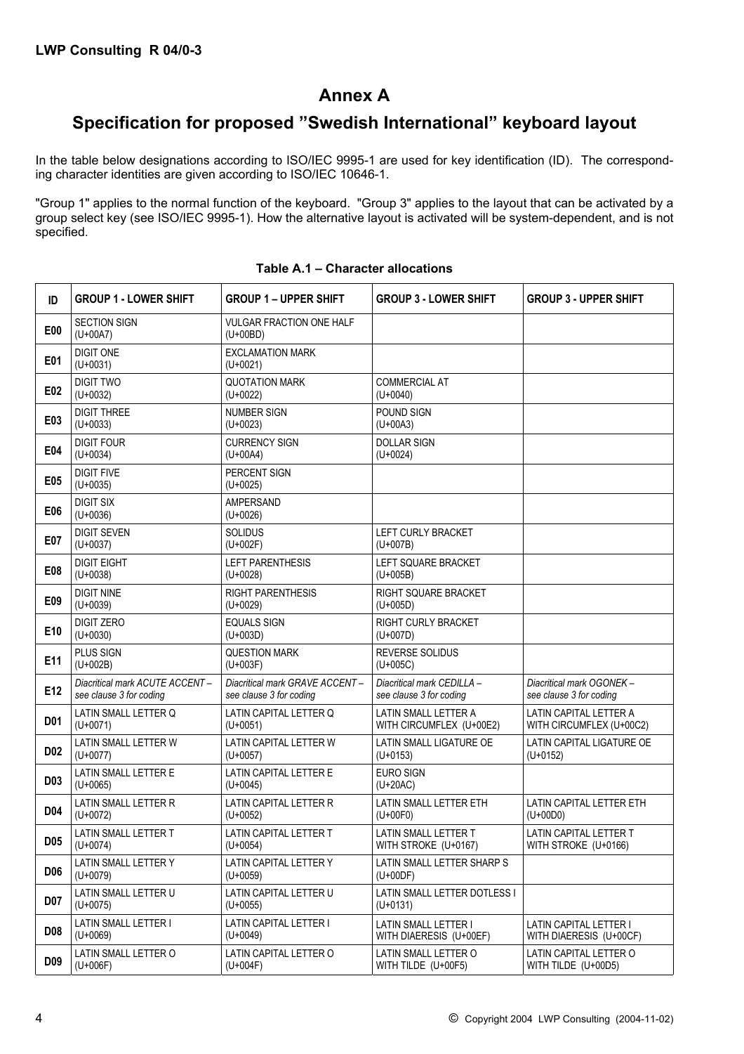# Annex A

## Specification for proposed ”Swedish International” keyboard layout

In the table below designations according to ISO/IEC 9995-1 are used for key identification (ID). The corresponding character identities are given according to ISO/IEC 10646-1.

"Group 1" applies to the normal function of the keyboard. "Group 3" applies to the layout that can be activated by a group select key (see ISO/IEC 9995-1). How the alternative layout is activated will be system-dependent, and is not specified.

**Table A.1 – Character allocations**

| ID | GROUP 1 - LOWER SHIFT | GROUP 1 – UPPER SHIFT | GROUP 3 - LOWER SHIFT | GROUP 3 - UPPER SHIFT |
|---|---|---|---|---|
| **E00** | SECTION SIGN (U+00A7) | VULGAR FRACTION ONE HALF (U+00BD) | | |
| **E01** | DIGIT ONE (U+0031) | EXCLAMATION MARK (U+0021) | | |
| **E02** | DIGIT TWO (U+0032) | QUOTATION MARK (U+0022) | COMMERCIAL AT (U+0040) | |
| **E03** | DIGIT THREE (U+0033) | NUMBER SIGN (U+0023) | POUND SIGN (U+00A3) | |
| **E04** | DIGIT FOUR (U+0034) | CURRENCY SIGN (U+00A4) | DOLLAR SIGN (U+0024) | |
| **E05** | DIGIT FIVE (U+0035) | PERCENT SIGN (U+0025) | | |
| **E06** | DIGIT SIX (U+0036) | AMPERSAND (U+0026) | | |
| **E07** | DIGIT SEVEN (U+0037) | SOLIDUS (U+002F) | LEFT CURLY BRACKET (U+007B) | |
| **E08** | DIGIT EIGHT (U+0038) | LEFT PARENTHESIS (U+0028) | LEFT SQUARE BRACKET (U+005B) | |
| **E09** | DIGIT NINE (U+0039) | RIGHT PARENTHESIS (U+0029) | RIGHT SQUARE BRACKET (U+005D) | |
| **E10** | DIGIT ZERO (U+0030) | EQUALS SIGN (U+003D) | RIGHT CURLY BRACKET (U+007D) | |
| **E11** | PLUS SIGN (U+002B) | QUESTION MARK (U+003F) | REVERSE SOLIDUS (U+005C) | |
| **E12** | *Diacritical mark ACUTE ACCENT – see clause 3 for coding* | *Diacritical mark GRAVE ACCENT – see clause 3 for coding* | *Diacritical mark CEDILLA – see clause 3 for coding* | *Diacritical mark OGONEK – see clause 3 for coding* |
| **D01** | LATIN SMALL LETTER Q (U+0071) | LATIN CAPITAL LETTER Q (U+0051) | LATIN SMALL LETTER A WITH CIRCUMFLEX (U+00E2) | LATIN CAPITAL LETTER A WITH CIRCUMFLEX (U+00C2) |
| **D02** | LATIN SMALL LETTER W (U+0077) | LATIN CAPITAL LETTER W (U+0057) | LATIN SMALL LIGATURE OE (U+0153) | LATIN CAPITAL LIGATURE OE (U+0152) |
| **D03** | LATIN SMALL LETTER E (U+0065) | LATIN CAPITAL LETTER E (U+0045) | EURO SIGN (U+20AC) | |
| **D04** | LATIN SMALL LETTER R (U+0072) | LATIN CAPITAL LETTER R (U+0052) | LATIN SMALL LETTER ETH (U+00F0) | LATIN CAPITAL LETTER ETH (U+00D0) |
| **D05** | LATIN SMALL LETTER T (U+0074) | LATIN CAPITAL LETTER T (U+0054) | LATIN SMALL LETTER T WITH STROKE (U+0167) | LATIN CAPITAL LETTER T WITH STROKE (U+0166) |
| **D06** | LATIN SMALL LETTER Y (U+0079) | LATIN CAPITAL LETTER Y (U+0059) | LATIN SMALL LETTER SHARP S (U+00DF) | |
| **D07** | LATIN SMALL LETTER U (U+0075) | LATIN CAPITAL LETTER U (U+0055) | LATIN SMALL LETTER DOTLESS I (U+0131) | |
| **D08** | LATIN SMALL LETTER I (U+0069) | LATIN CAPITAL LETTER I (U+0049) | LATIN SMALL LETTER I WITH DIAERESIS (U+00EF) | LATIN CAPITAL LETTER I WITH DIAERESIS (U+00CF) |
| **D09** | LATIN SMALL LETTER O (U+006F) | LATIN CAPITAL LETTER O (U+004F) | LATIN SMALL LETTER O WITH TILDE (U+00F5) | LATIN CAPITAL LETTER O WITH TILDE (U+00D5) |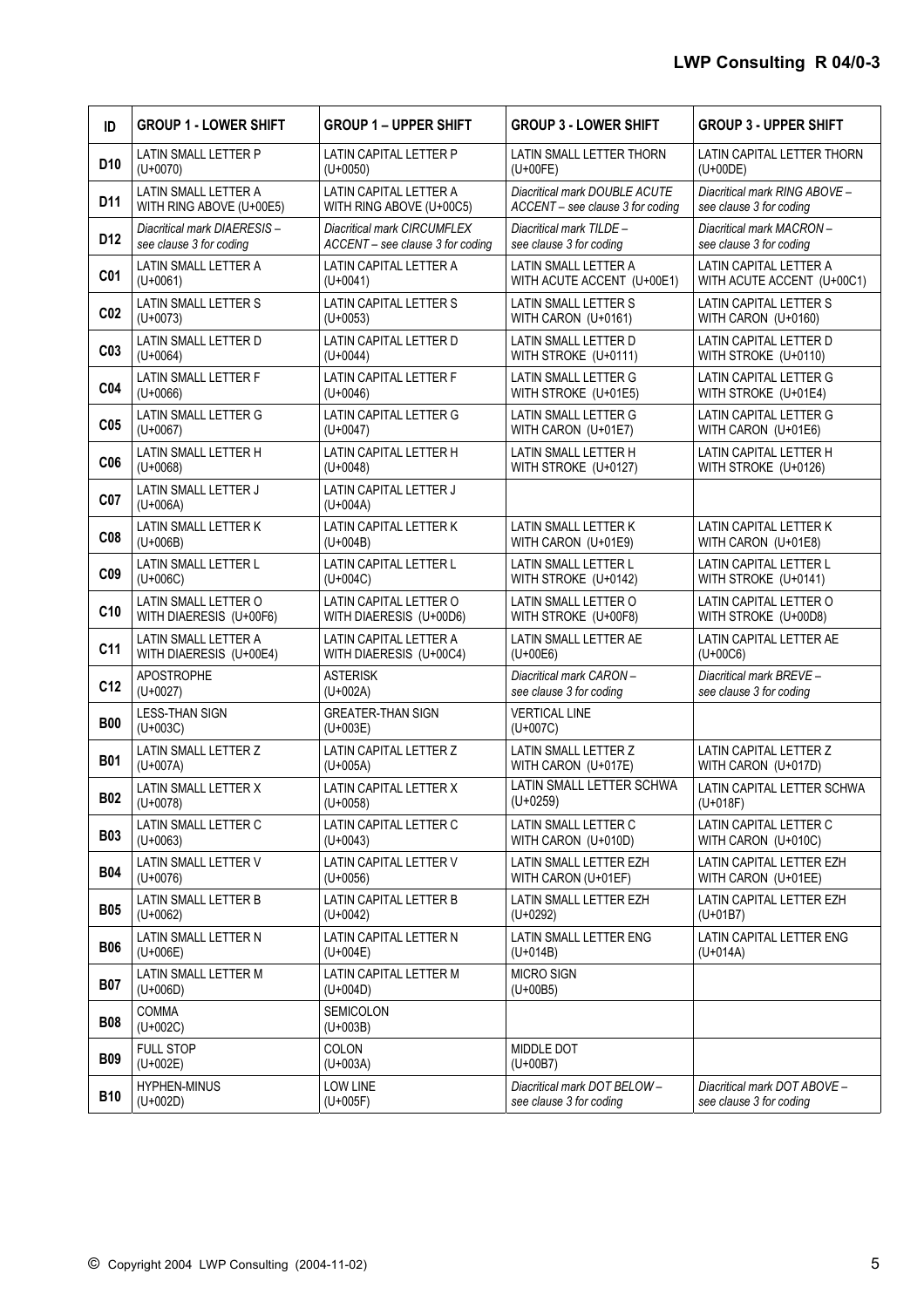| ID | GROUP 1 - LOWER SHIFT | GROUP 1 – UPPER SHIFT | GROUP 3 - LOWER SHIFT | GROUP 3 - UPPER SHIFT |
|---|---|---|---|---|
| **D10** | LATIN SMALL LETTER P (U+0070) | LATIN CAPITAL LETTER P (U+0050) | LATIN SMALL LETTER THORN (U+00FE) | LATIN CAPITAL LETTER THORN (U+00DE) |
| **D11** | LATIN SMALL LETTER A WITH RING ABOVE (U+00E5) | LATIN CAPITAL LETTER A WITH RING ABOVE (U+00C5) | *Diacritical mark DOUBLE ACUTE ACCENT – see clause 3 for coding* | *Diacritical mark RING ABOVE – see clause 3 for coding* |
| **D12** | *Diacritical mark DIAERESIS – see clause 3 for coding* | *Diacritical mark CIRCUMFLEX ACCENT – see clause 3 for coding* | *Diacritical mark TILDE – see clause 3 for coding* | *Diacritical mark MACRON – see clause 3 for coding* |
| **C01** | LATIN SMALL LETTER A (U+0061) | LATIN CAPITAL LETTER A (U+0041) | LATIN SMALL LETTER A WITH ACUTE ACCENT (U+00E1) | LATIN CAPITAL LETTER A WITH ACUTE ACCENT (U+00C1) |
| **C02** | LATIN SMALL LETTER S (U+0073) | LATIN CAPITAL LETTER S (U+0053) | LATIN SMALL LETTER S WITH CARON (U+0161) | LATIN CAPITAL LETTER S WITH CARON (U+0160) |
| **C03** | LATIN SMALL LETTER D (U+0064) | LATIN CAPITAL LETTER D (U+0044) | LATIN SMALL LETTER D WITH STROKE (U+0111) | LATIN CAPITAL LETTER D WITH STROKE (U+0110) |
| **C04** | LATIN SMALL LETTER F (U+0066) | LATIN CAPITAL LETTER F (U+0046) | LATIN SMALL LETTER G WITH STROKE (U+01E5) | LATIN CAPITAL LETTER G WITH STROKE (U+01E4) |
| **C05** | LATIN SMALL LETTER G (U+0067) | LATIN CAPITAL LETTER G (U+0047) | LATIN SMALL LETTER G WITH CARON (U+01E7) | LATIN CAPITAL LETTER G WITH CARON (U+01E6) |
| **C06** | LATIN SMALL LETTER H (U+0068) | LATIN CAPITAL LETTER H (U+0048) | LATIN SMALL LETTER H WITH STROKE (U+0127) | LATIN CAPITAL LETTER H WITH STROKE (U+0126) |
| **C07** | LATIN SMALL LETTER J (U+006A) | LATIN CAPITAL LETTER J (U+004A) | | |
| **C08** | LATIN SMALL LETTER K (U+006B) | LATIN CAPITAL LETTER K (U+004B) | LATIN SMALL LETTER K WITH CARON (U+01E9) | LATIN CAPITAL LETTER K WITH CARON (U+01E8) |
| **C09** | LATIN SMALL LETTER L (U+006C) | LATIN CAPITAL LETTER L (U+004C) | LATIN SMALL LETTER L WITH STROKE (U+0142) | LATIN CAPITAL LETTER L WITH STROKE (U+0141) |
| **C10** | LATIN SMALL LETTER O WITH DIAERESIS (U+00F6) | LATIN CAPITAL LETTER O WITH DIAERESIS (U+00D6) | LATIN SMALL LETTER O WITH STROKE (U+00F8) | LATIN CAPITAL LETTER O WITH STROKE (U+00D8) |
| **C11** | LATIN SMALL LETTER A WITH DIAERESIS (U+00E4) | LATIN CAPITAL LETTER A WITH DIAERESIS (U+00C4) | LATIN SMALL LETTER AE (U+00E6) | LATIN CAPITAL LETTER AE (U+00C6) |
| **C12** | APOSTROPHE (U+0027) | ASTERISK (U+002A) | *Diacritical mark CARON – see clause 3 for coding* | *Diacritical mark BREVE – see clause 3 for coding* |
| **B00** | LESS-THAN SIGN (U+003C) | GREATER-THAN SIGN (U+003E) | VERTICAL LINE (U+007C) | |
| **B01** | LATIN SMALL LETTER Z (U+007A) | LATIN CAPITAL LETTER Z (U+005A) | LATIN SMALL LETTER Z WITH CARON (U+017E) | LATIN CAPITAL LETTER Z WITH CARON (U+017D) |
| **B02** | LATIN SMALL LETTER X (U+0078) | LATIN CAPITAL LETTER X (U+0058) | LATIN SMALL LETTER SCHWA (U+0259) | LATIN CAPITAL LETTER SCHWA (U+018F) |
| **B03** | LATIN SMALL LETTER C (U+0063) | LATIN CAPITAL LETTER C (U+0043) | LATIN SMALL LETTER C WITH CARON (U+010D) | LATIN CAPITAL LETTER C WITH CARON (U+010C) |
| **B04** | LATIN SMALL LETTER V (U+0076) | LATIN CAPITAL LETTER V (U+0056) | LATIN SMALL LETTER EZH WITH CARON (U+01EF) | LATIN CAPITAL LETTER EZH WITH CARON (U+01EE) |
| **B05** | LATIN SMALL LETTER B (U+0062) | LATIN CAPITAL LETTER B (U+0042) | LATIN SMALL LETTER EZH (U+0292) | LATIN CAPITAL LETTER EZH (U+01B7) |
| **B06** | LATIN SMALL LETTER N (U+006E) | LATIN CAPITAL LETTER N (U+004E) | LATIN SMALL LETTER ENG (U+014B) | LATIN CAPITAL LETTER ENG (U+014A) |
| **B07** | LATIN SMALL LETTER M (U+006D) | LATIN CAPITAL LETTER M (U+004D) | MICRO SIGN (U+00B5) | |
| **B08** | COMMA (U+002C) | SEMICOLON (U+003B) | | |
| **B09** | FULL STOP (U+002E) | COLON (U+003A) | MIDDLE DOT (U+00B7) | |
| **B10** | HYPHEN-MINUS (U+002D) | LOW LINE (U+005F) | *Diacritical mark DOT BELOW – see clause 3 for coding* | *Diacritical mark DOT ABOVE – see clause 3 for coding* |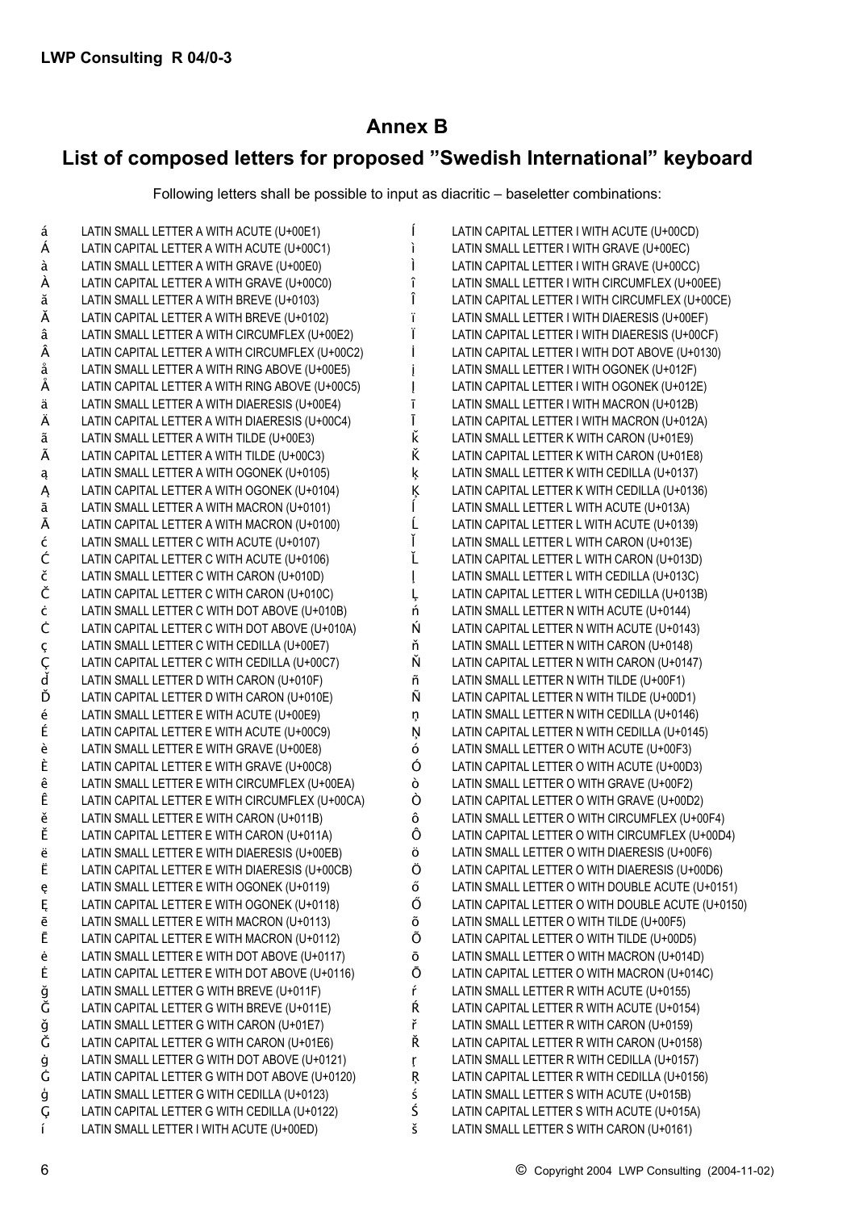## Annex B

## List of composed letters for proposed "Swedish International" keyboard

Following letters shall be possible to input as diacritic – baseletter combinations:

á LATIN SMALL LETTER A WITH ACUTE (U+00E1)
Á LATIN CAPITAL LETTER A WITH ACUTE (U+00C1)
à LATIN SMALL LETTER A WITH GRAVE (U+00E0)
À LATIN CAPITAL LETTER A WITH GRAVE (U+00C0)
ă LATIN SMALL LETTER A WITH BREVE (U+0103)
Ă LATIN CAPITAL LETTER A WITH BREVE (U+0102)
â LATIN SMALL LETTER A WITH CIRCUMFLEX (U+00E2)
Â LATIN CAPITAL LETTER A WITH CIRCUMFLEX (U+00C2)
å LATIN SMALL LETTER A WITH RING ABOVE (U+00E5)
Å LATIN CAPITAL LETTER A WITH RING ABOVE (U+00C5)
ä LATIN SMALL LETTER A WITH DIAERESIS (U+00E4)
Ä LATIN CAPITAL LETTER A WITH DIAERESIS (U+00C4)
ã LATIN SMALL LETTER A WITH TILDE (U+00E3)
Ã LATIN CAPITAL LETTER A WITH TILDE (U+00C3)
ą LATIN SMALL LETTER A WITH OGONEK (U+0105)
Ą LATIN CAPITAL LETTER A WITH OGONEK (U+0104)
ā LATIN SMALL LETTER A WITH MACRON (U+0101)
Ā LATIN CAPITAL LETTER A WITH MACRON (U+0100)
ć LATIN SMALL LETTER C WITH ACUTE (U+0107)
Ć LATIN CAPITAL LETTER C WITH ACUTE (U+0106)
č LATIN SMALL LETTER C WITH CARON (U+010D)
Č LATIN CAPITAL LETTER C WITH CARON (U+010C)
ċ LATIN SMALL LETTER C WITH DOT ABOVE (U+010B)
Ċ LATIN CAPITAL LETTER C WITH DOT ABOVE (U+010A)
ç LATIN SMALL LETTER C WITH CEDILLA (U+00E7)
Ç LATIN CAPITAL LETTER C WITH CEDILLA (U+00C7)
ď LATIN SMALL LETTER D WITH CARON (U+010F)
Ď LATIN CAPITAL LETTER D WITH CARON (U+010E)
é LATIN SMALL LETTER E WITH ACUTE (U+00E9)
É LATIN CAPITAL LETTER E WITH ACUTE (U+00C9)
è LATIN SMALL LETTER E WITH GRAVE (U+00E8)
È LATIN CAPITAL LETTER E WITH GRAVE (U+00C8)
ê LATIN SMALL LETTER E WITH CIRCUMFLEX (U+00EA)
Ê LATIN CAPITAL LETTER E WITH CIRCUMFLEX (U+00CA)
ě LATIN SMALL LETTER E WITH CARON (U+011B)
Ě LATIN CAPITAL LETTER E WITH CARON (U+011A)
ë LATIN SMALL LETTER E WITH DIAERESIS (U+00EB)
Ë LATIN CAPITAL LETTER E WITH DIAERESIS (U+00CB)
ę LATIN SMALL LETTER E WITH OGONEK (U+0119)
Ę LATIN CAPITAL LETTER E WITH OGONEK (U+0118)
ē LATIN SMALL LETTER E WITH MACRON (U+0113)
Ē LATIN CAPITAL LETTER E WITH MACRON (U+0112)
ė LATIN SMALL LETTER E WITH DOT ABOVE (U+0117)
Ė LATIN CAPITAL LETTER E WITH DOT ABOVE (U+0116)
ğ LATIN SMALL LETTER G WITH BREVE (U+011F)
Ğ LATIN CAPITAL LETTER G WITH BREVE (U+011E)
ǧ LATIN SMALL LETTER G WITH CARON (U+01E7)
Ǧ LATIN CAPITAL LETTER G WITH CARON (U+01E6)
ġ LATIN SMALL LETTER G WITH DOT ABOVE (U+0121)
Ġ LATIN CAPITAL LETTER G WITH DOT ABOVE (U+0120)
ģ LATIN SMALL LETTER G WITH CEDILLA (U+0123)
Ģ LATIN CAPITAL LETTER G WITH CEDILLA (U+0122)
í LATIN SMALL LETTER I WITH ACUTE (U+00ED)
Í LATIN CAPITAL LETTER I WITH ACUTE (U+00CD)
ì LATIN SMALL LETTER I WITH GRAVE (U+00EC)
Ì LATIN CAPITAL LETTER I WITH GRAVE (U+00CC)
î LATIN SMALL LETTER I WITH CIRCUMFLEX (U+00EE)
Î LATIN CAPITAL LETTER I WITH CIRCUMFLEX (U+00CE)
ï LATIN SMALL LETTER I WITH DIAERESIS (U+00EF)
Ï LATIN CAPITAL LETTER I WITH DIAERESIS (U+00CF)
İ LATIN CAPITAL LETTER I WITH DOT ABOVE (U+0130)
į LATIN SMALL LETTER I WITH OGONEK (U+012F)
Į LATIN CAPITAL LETTER I WITH OGONEK (U+012E)
ī LATIN SMALL LETTER I WITH MACRON (U+012B)
Ī LATIN CAPITAL LETTER I WITH MACRON (U+012A)
ǩ LATIN SMALL LETTER K WITH CARON (U+01E9)
Ǩ LATIN CAPITAL LETTER K WITH CARON (U+01E8)
ķ LATIN SMALL LETTER K WITH CEDILLA (U+0137)
Ķ LATIN CAPITAL LETTER K WITH CEDILLA (U+0136)
ĺ LATIN SMALL LETTER L WITH ACUTE (U+013A)
Ĺ LATIN CAPITAL LETTER L WITH ACUTE (U+0139)
ľ LATIN SMALL LETTER L WITH CARON (U+013E)
Ľ LATIN CAPITAL LETTER L WITH CARON (U+013D)
ļ LATIN SMALL LETTER L WITH CEDILLA (U+013C)
Ļ LATIN CAPITAL LETTER L WITH CEDILLA (U+013B)
ń LATIN SMALL LETTER N WITH ACUTE (U+0144)
Ń LATIN CAPITAL LETTER N WITH ACUTE (U+0143)
ň LATIN SMALL LETTER N WITH CARON (U+0148)
Ň LATIN CAPITAL LETTER N WITH CARON (U+0147)
ñ LATIN SMALL LETTER N WITH TILDE (U+00F1)
Ñ LATIN CAPITAL LETTER N WITH TILDE (U+00D1)
ņ LATIN SMALL LETTER N WITH CEDILLA (U+0146)
Ņ LATIN CAPITAL LETTER N WITH CEDILLA (U+0145)
ó LATIN SMALL LETTER O WITH ACUTE (U+00F3)
Ó LATIN CAPITAL LETTER O WITH ACUTE (U+00D3)
ò LATIN SMALL LETTER O WITH GRAVE (U+00F2)
Ò LATIN CAPITAL LETTER O WITH GRAVE (U+00D2)
ô LATIN SMALL LETTER O WITH CIRCUMFLEX (U+00F4)
Ô LATIN CAPITAL LETTER O WITH CIRCUMFLEX (U+00D4)
ö LATIN SMALL LETTER O WITH DIAERESIS (U+00F6)
Ö LATIN CAPITAL LETTER O WITH DIAERESIS (U+00D6)
ő LATIN SMALL LETTER O WITH DOUBLE ACUTE (U+0151)
Ő LATIN CAPITAL LETTER O WITH DOUBLE ACUTE (U+0150)
õ LATIN SMALL LETTER O WITH TILDE (U+00F5)
Õ LATIN CAPITAL LETTER O WITH TILDE (U+00D5)
ō LATIN SMALL LETTER O WITH MACRON (U+014D)
Ō LATIN CAPITAL LETTER O WITH MACRON (U+014C)
ŕ LATIN SMALL LETTER R WITH ACUTE (U+0155)
Ŕ LATIN CAPITAL LETTER R WITH ACUTE (U+0154)
ř LATIN SMALL LETTER R WITH CARON (U+0159)
Ř LATIN CAPITAL LETTER R WITH CARON (U+0158)
ŗ LATIN SMALL LETTER R WITH CEDILLA (U+0157)
Ŗ LATIN CAPITAL LETTER R WITH CEDILLA (U+0156)
ś LATIN SMALL LETTER S WITH ACUTE (U+015B)
Ś LATIN CAPITAL LETTER S WITH ACUTE (U+015A)
š LATIN SMALL LETTER S WITH CARON (U+0161)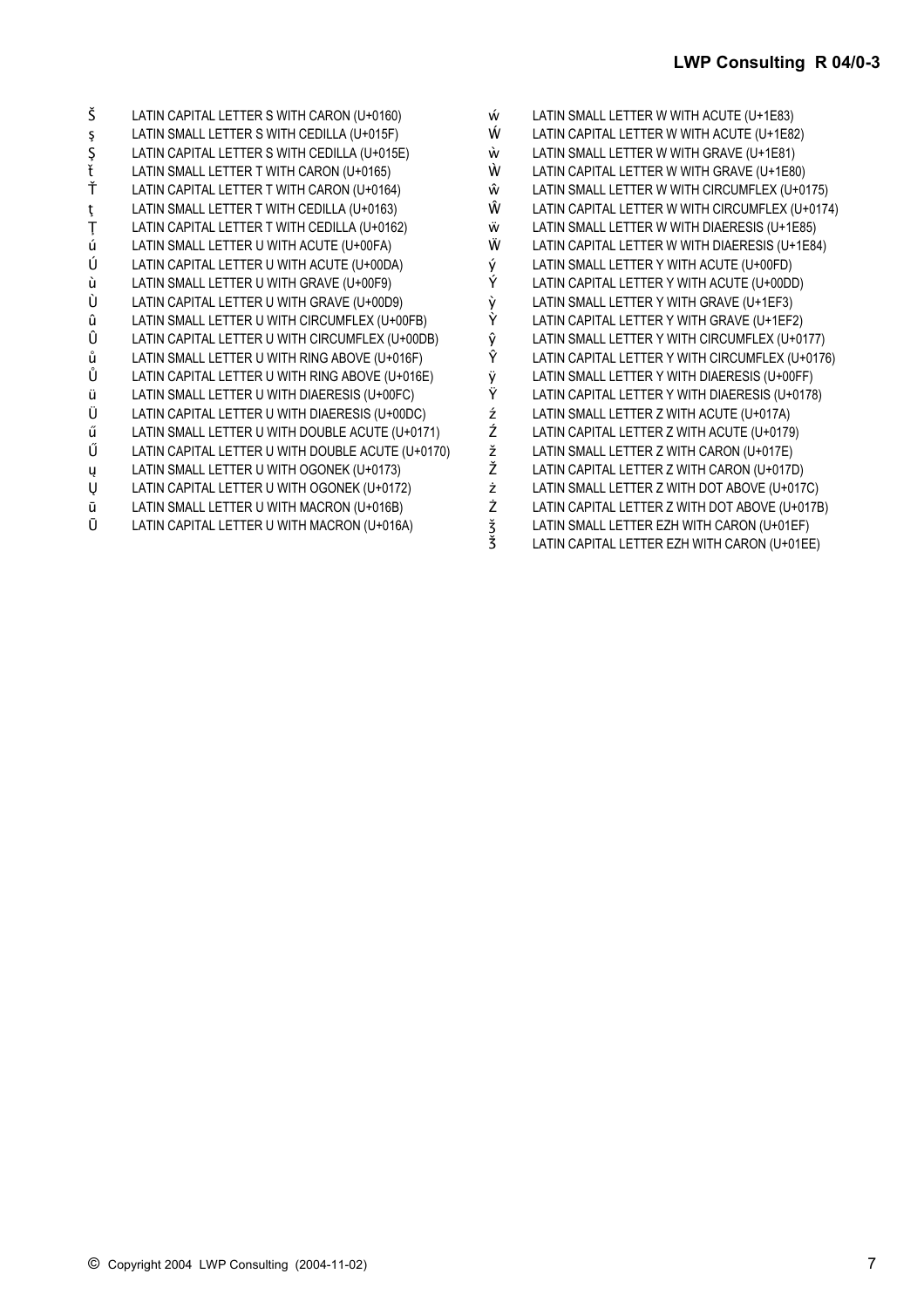Š LATIN CAPITAL LETTER S WITH CARON (U+0160)
ş LATIN SMALL LETTER S WITH CEDILLA (U+015F)
Ş LATIN CAPITAL LETTER S WITH CEDILLA (U+015E)
ť LATIN SMALL LETTER T WITH CARON (U+0165)
Ť LATIN CAPITAL LETTER T WITH CARON (U+0164)
ţ LATIN SMALL LETTER T WITH CEDILLA (U+0163)
Ţ LATIN CAPITAL LETTER T WITH CEDILLA (U+0162)
ú LATIN SMALL LETTER U WITH ACUTE (U+00FA)
Ú LATIN CAPITAL LETTER U WITH ACUTE (U+00DA)
ù LATIN SMALL LETTER U WITH GRAVE (U+00F9)
Ù LATIN CAPITAL LETTER U WITH GRAVE (U+00D9)
û LATIN SMALL LETTER U WITH CIRCUMFLEX (U+00FB)
Û LATIN CAPITAL LETTER U WITH CIRCUMFLEX (U+00DB)
ů LATIN SMALL LETTER U WITH RING ABOVE (U+016F)
Ů LATIN CAPITAL LETTER U WITH RING ABOVE (U+016E)
ü LATIN SMALL LETTER U WITH DIAERESIS (U+00FC)
Ü LATIN CAPITAL LETTER U WITH DIAERESIS (U+00DC)
ű LATIN SMALL LETTER U WITH DOUBLE ACUTE (U+0171)
Ű LATIN CAPITAL LETTER U WITH DOUBLE ACUTE (U+0170)
ų LATIN SMALL LETTER U WITH OGONEK (U+0173)
Ų LATIN CAPITAL LETTER U WITH OGONEK (U+0172)
ū LATIN SMALL LETTER U WITH MACRON (U+016B)
Ū LATIN CAPITAL LETTER U WITH MACRON (U+016A)
ẃ LATIN SMALL LETTER W WITH ACUTE (U+1E83)
Ẃ LATIN CAPITAL LETTER W WITH ACUTE (U+1E82)
ẁ LATIN SMALL LETTER W WITH GRAVE (U+1E81)
Ẁ LATIN CAPITAL LETTER W WITH GRAVE (U+1E80)
ŵ LATIN SMALL LETTER W WITH CIRCUMFLEX (U+0175)
Ŵ LATIN CAPITAL LETTER W WITH CIRCUMFLEX (U+0174)
ẅ LATIN SMALL LETTER W WITH DIAERESIS (U+1E85)
Ẅ LATIN CAPITAL LETTER W WITH DIAERESIS (U+1E84)
ý LATIN SMALL LETTER Y WITH ACUTE (U+00FD)
Ý LATIN CAPITAL LETTER Y WITH ACUTE (U+00DD)
ỳ LATIN SMALL LETTER Y WITH GRAVE (U+1EF3)
Ỳ LATIN CAPITAL LETTER Y WITH GRAVE (U+1EF2)
ŷ LATIN SMALL LETTER Y WITH CIRCUMFLEX (U+0177)
Ŷ LATIN CAPITAL LETTER Y WITH CIRCUMFLEX (U+0176)
ÿ LATIN SMALL LETTER Y WITH DIAERESIS (U+00FF)
Ÿ LATIN CAPITAL LETTER Y WITH DIAERESIS (U+0178)
ź LATIN SMALL LETTER Z WITH ACUTE (U+017A)
Ź LATIN CAPITAL LETTER Z WITH ACUTE (U+0179)
ž LATIN SMALL LETTER Z WITH CARON (U+017E)
Ž LATIN CAPITAL LETTER Z WITH CARON (U+017D)
ż LATIN SMALL LETTER Z WITH DOT ABOVE (U+017C)
Ż LATIN CAPITAL LETTER Z WITH DOT ABOVE (U+017B)
ǯ LATIN SMALL LETTER EZH WITH CARON (U+01EF)
Ǯ LATIN CAPITAL LETTER EZH WITH CARON (U+01EE)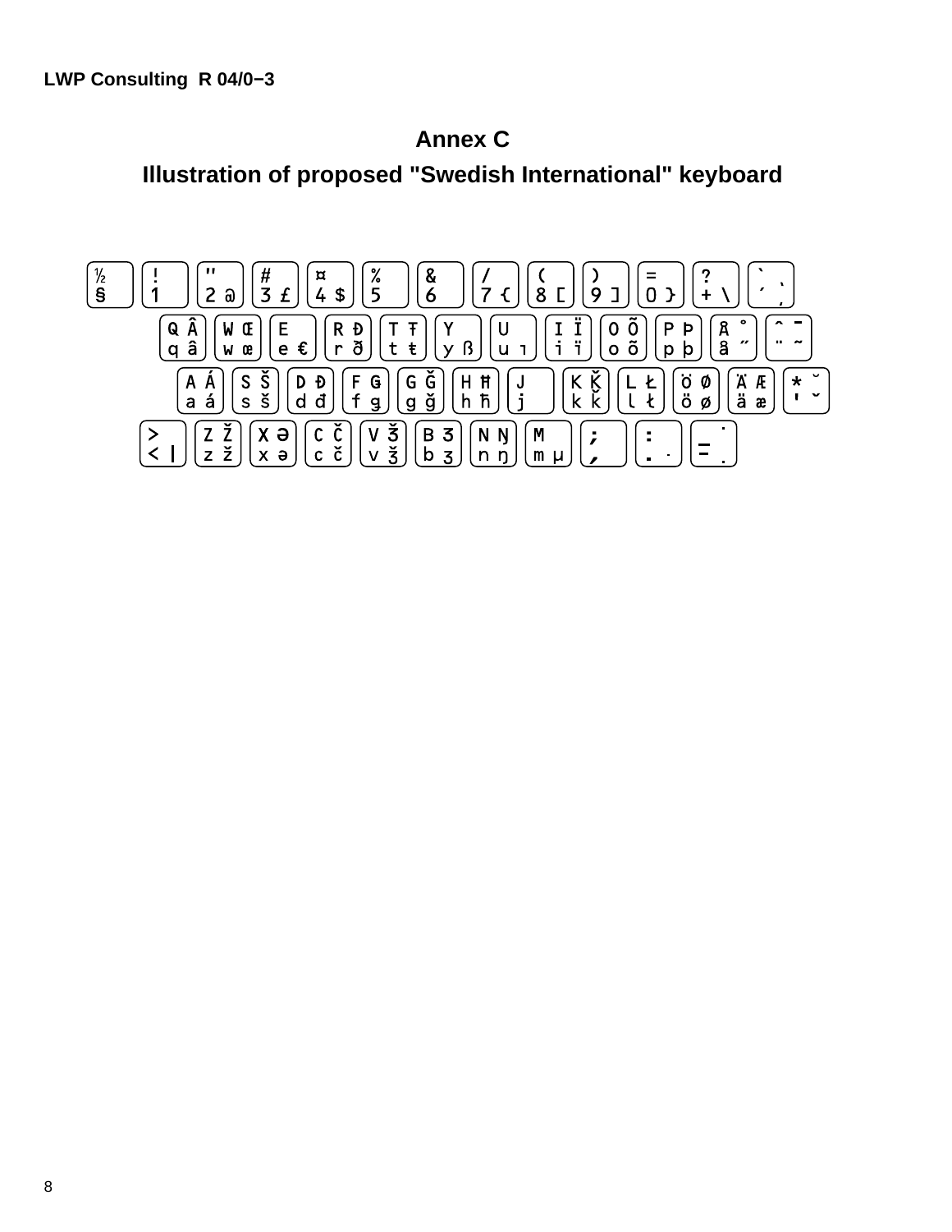## Annex C

## Illustration of proposed "Swedish International" keyboard

½ § | ! 1 | " 2 @ | # 3 £ | ¤ 4 $ | % 5 | & 6 | / 7 { | ( 8 [ | ) 9 ] | = 0 } | ? + \ | ` ` ´ ¸

Q Â q â | W Œ w œ | E e € | R Đ r ð | T Ŧ t ŧ | Y y ß | U u ¬ | I Ï i ï | O Õ o õ | P Þ p þ | Å ˚ å ˝ | ˆ ¯ ¨ ˜

A Á a á | S Š s š | D Đ d đ | F Ǥ f ǥ | G Ǧ g ǧ | H Ħ h ħ | J j | K Ǩ k ǩ | L Ł l ł | Ö Ø ö ø | Ä Æ ä æ | * ˘ ' ˇ

> < | | Z Ž z ž | X Ə x ə | C Č c č | V Ǯ v ǯ | B Ʒ b ʒ | N Ŋ n ŋ | M m µ | ; , | : . · | _ ˙ - .